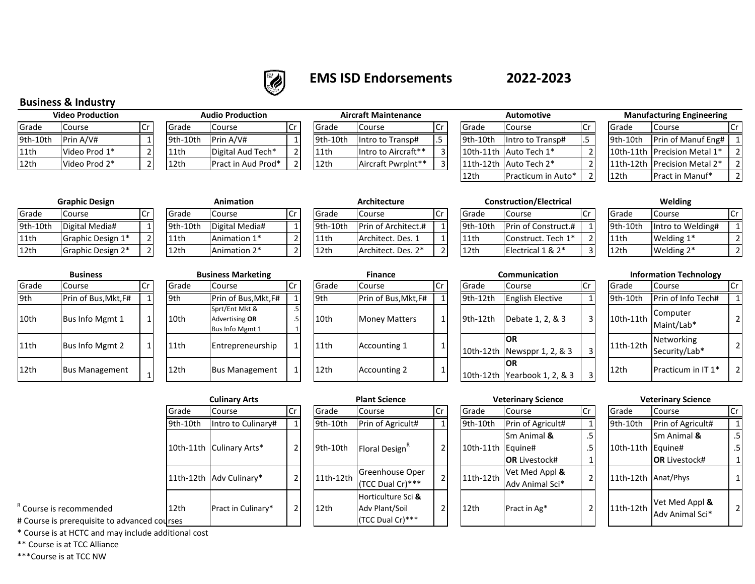# EMS ISD Endorsements 2022-2023

## Business & Industry

### Video Production

| Grade | Course | Cr |
|---|---|---|
| 9th-10th | Prin A/V# | 1 |
| 11th | Video Prod 1* | 2 |
| 12th | Video Prod 2* | 2 |

### Audio Production

| Grade | Course | Cr |
|---|---|---|
| 9th-10th | Prin A/V# | 1 |
| 11th | Digital Aud Tech* | 2 |
| 12th | Pract in Aud Prod* | 2 |

### Aircraft Maintenance

| Grade | Course | Cr |
|---|---|---|
| 9th-10th | Intro to Transp# | .5 |
| 11th | Intro to Aircraft** | 3 |
| 12th | Aircraft Pwrplnt** | 3 |

### Automotive

| Grade | Course | Cr |
|---|---|---|
| 9th-10th | Intro to Transp# | .5 |
| 10th-11th | Auto Tech 1* | 2 |
| 11th-12th | Auto Tech 2* | 2 |
| 12th | Practicum in Auto* | 2 |

### Manufacturing Engineering

| Grade | Course | Cr |
|---|---|---|
| 9th-10th | Prin of Manuf Eng# | 1 |
| 10th-11th | Precision Metal 1* | 2 |
| 11th-12th | Precision Metal 2* | 2 |
| 12th | Pract in Manuf* | 2 |

### Graphic Design

| Grade | Course | Cr |
|---|---|---|
| 9th-10th | Digital Media# | 1 |
| 11th | Graphic Design 1* | 2 |
| 12th | Graphic Design 2* | 2 |

### Animation

| Grade | Course | Cr |
|---|---|---|
| 9th-10th | Digital Media# | 1 |
| 11th | Animation 1* | 2 |
| 12th | Animation 2* | 2 |

### Architecture

| Grade | Course | Cr |
|---|---|---|
| 9th-10th | Prin of Architect.# | 1 |
| 11th | Architect. Des. 1 | 1 |
| 12th | Architect. Des. 2* | 2 |

### Construction/Electrical

| Grade | Course | Cr |
|---|---|---|
| 9th-10th | Prin of Construct.# | 1 |
| 11th | Construct. Tech 1* | 2 |
| 12th | Electrical 1 & 2* | 3 |

### Welding

| Grade | Course | Cr |
|---|---|---|
| 9th-10th | Intro to Welding# | 1 |
| 11th | Welding 1* | 2 |
| 12th | Welding 2* | 2 |

### Business

| Grade | Course | Cr |
|---|---|---|
| 9th | Prin of Bus,Mkt,F# | 1 |
| 10th | Bus Info Mgmt 1 | 1 |
| 11th | Bus Info Mgmt 2 | 1 |
| 12th | Bus Management | 1 |

### Business Marketing

| Grade | Course | Cr |
|---|---|---|
| 9th | Prin of Bus,Mkt,F# | 1 |
| 10th | Sprt/Ent Mkt & Advertising **OR** Bus Info Mgmt 1 | .5 .5 1 |
| 11th | Entrepreneurship | 1 |
| 12th | Bus Management | 1 |

### Finance

| Grade | Course | Cr |
|---|---|---|
| 9th | Prin of Bus,Mkt,F# | 1 |
| 10th | Money Matters | 1 |
| 11th | Accounting 1 | 1 |
| 12th | Accounting 2 | 1 |

### Communication

| Grade | Course | Cr |
|---|---|---|
| 9th-12th | English Elective | 1 |
| 9th-12th | Debate 1, 2, & 3 | 3 |
| 10th-12th | **OR** Newsppr 1, 2, & 3 | 3 |
| 10th-12th | **OR** Yearbook 1, 2, & 3 | 3 |

### Information Technology

| Grade | Course | Cr |
|---|---|---|
| 9th-10th | Prin of Info Tech# | 1 |
| 10th-11th | Computer Maint/Lab* | 2 |
| 11th-12th | Networking Security/Lab* | 2 |
| 12th | Practicum in IT 1* | 2 |

### Culinary Arts

| Grade | Course | Cr |
|---|---|---|
| 9th-10th | Intro to Culinary# | 1 |
| 10th-11th | Culinary Arts* | 2 |
| 11th-12th | Adv Culinary* | 2 |
| 12th | Pract in Culinary* | 2 |

### Plant Science

| Grade | Course | Cr |
|---|---|---|
| 9th-10th | Prin of Agricult# | 1 |
| 9th-10th | Floral Design[R] | 2 |
| 11th-12th | Greenhouse Oper (TCC Dual Cr)*** | 2 |
| 12th | Horticulture Sci **&** Adv Plant/Soil (TCC Dual Cr)*** | 2 |

### Veterinary Science

| Grade | Course | Cr |
|---|---|---|
| 9th-10th | Prin of Agricult# | 1 |
| 10th-11th | Sm Animal **&** Equine# **OR** Livestock# | .5 .5 1 |
| 11th-12th | Vet Med Appl **&** Adv Animal Sci* | 2 |
| 12th | Pract in Ag* | 2 |

### Veterinary Science

| Grade | Course | Cr |
|---|---|---|
| 9th-10th | Prin of Agricult# | 1 |
| 10th-11th | Sm Animal **&** Equine# **OR** Livestock# | .5 .5 1 |
| 11th-12th | Anat/Phys | 1 |
| 11th-12th | Vet Med Appl **&** Adv Animal Sci* | 2 |

[R] Course is recommended
# Course is prerequisite to advanced courses
* Course is at HCTC and may include additional cost
** Course is at TCC Alliance
***Course is at TCC NW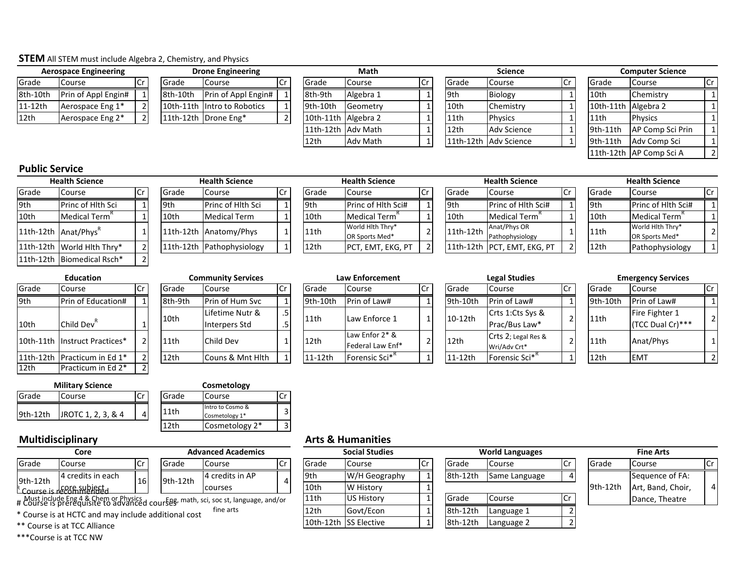## STEM All STEM must include Algebra 2, Chemistry, and Physics

### Aerospace Engineering

| Grade | Course | Cr |
|---|---|---|
| 8th-10th | Prin of Appl Engin# | 1 |
| 11-12th | Aerospace Eng 1* | 2 |
| 12th | Aerospace Eng 2* | 2 |

### Drone Engineering

| Grade | Course | Cr |
|---|---|---|
| 8th-10th | Prin of Appl Engin# | 1 |
| 10th-11th | Intro to Robotics | 1 |
| 11th-12th | Drone Eng* | 2 |

### Math

| Grade | Course | Cr |
|---|---|---|
| 8th-9th | Algebra 1 | 1 |
| 9th-10th | Geometry | 1 |
| 10th-11th | Algebra 2 | 1 |
| 11th-12th | Adv Math | 1 |
| 12th | Adv Math | 1 |

### Science

| Grade | Course | Cr |
|---|---|---|
| 9th | Biology | 1 |
| 10th | Chemistry | 1 |
| 11th | Physics | 1 |
| 12th | Adv Science | 1 |
| 11th-12th | Adv Science | 1 |

### Computer Science

| Grade | Course | Cr |
|---|---|---|
| 10th | Chemistry | 1 |
| 10th-11th | Algebra 2 | 1 |
| 11th | Physics | 1 |
| 9th-11th | AP Comp Sci Prin | 1 |
| 9th-11th | Adv Comp Sci | 1 |
| 11th-12th | AP Comp Sci A | 2 |

## Public Service

### Health Science

| Grade | Course | Cr |
|---|---|---|
| 9th | Princ of Hlth Sci | 1 |
| 10th | Medical Term[R] | 1 |
| 11th-12th | Anat/Phys[R] | 1 |
| 11th-12th | World Hlth Thry* | 2 |
| 11th-12th | Biomedical Rsch* | 2 |

### Health Science

| Grade | Course | Cr |
|---|---|---|
| 9th | Princ of Hlth Sci | 1 |
| 10th | Medical Term | 1 |
| 11th-12th | Anatomy/Phys | 1 |
| 11th-12th | Pathophysiology | 1 |

### Health Science

| Grade | Course | Cr |
|---|---|---|
| 9th | Princ of Hlth Sci# | 1 |
| 10th | Medical Term[R] | 1 |
| 11th | World Hlth Thry* OR Sports Med* | 2 |
| 12th | PCT, EMT, EKG, PT | 2 |

### Health Science

| Grade | Course | Cr |
|---|---|---|
| 9th | Princ of Hlth Sci# | 1 |
| 10th | Medical Term[R] | 1 |
| 11th-12th | Anat/Phys OR Pathophysiology | 1 |
| 11th-12th | PCT, EMT, EKG, PT | 2 |

### Health Science

| Grade | Course | Cr |
|---|---|---|
| 9th | Princ of Hlth Sci# | 1 |
| 10th | Medical Term[R] | 1 |
| 11th | World Hlth Thry* OR Sports Med* | 2 |
| 12th | Pathophysiology | 1 |

### Education

| Grade | Course | Cr |
|---|---|---|
| 9th | Prin of Education# | 1 |
| 10th | Child Dev[R] | 1 |
| 10th-11th | Instruct Practices* | 2 |
| 11th-12th | Practicum in Ed 1* | 2 |
| 12th | Practicum in Ed 2* | 2 |

### Community Services

| Grade | Course | Cr |
|---|---|---|
| 8th-9th | Prin of Hum Svc | 1 |
| 10th | Lifetime Nutr & Interpers Std | .5 .5 |
| 11th | Child Dev | 1 |
| 12th | Couns & Mnt Hlth | 1 |

### Law Enforcement

| Grade | Course | Cr |
|---|---|---|
| 9th-10th | Prin of Law# | 1 |
| 11th | Law Enforce 1 | 1 |
| 12th | Law Enfor 2* & Federal Law Enf* | 2 |
| 11-12th | Forensic Sci*[R] | 1 |

### Legal Studies

| Grade | Course | Cr |
|---|---|---|
| 9th-10th | Prin of Law# | 1 |
| 10-12th | Crts 1:Cts Sys & Prac/Bus Law* | 2 |
| 12th | Crts 2; Legal Res & Wri/Adv Crt* | 2 |
| 11-12th | Forensic Sci*[R] | 1 |

### Emergency Services

| Grade | Course | Cr |
|---|---|---|
| 9th-10th | Prin of Law# | 1 |
| 11th | Fire Fighter 1 (TCC Dual Cr)*** | 2 |
| 11th | Anat/Phys | 1 |
| 12th | EMT | 2 |

### Military Science

| Grade | Course | Cr |
|---|---|---|
| 9th-12th | JROTC 1, 2, 3, & 4 | 4 |

### Cosmetology

| Grade | Course | Cr |
|---|---|---|
| 11th | Intro to Cosmo & Cosmetology 1* | 3 |
| 12th | Cosmetology 2* | 3 |

## Multidisciplinary

### Core

| Grade | Course | Cr |
|---|---|---|
| 9th-12th | 4 credits in each core subject | 16 |

Must include Eng 4 & Chem or Physics

### Advanced Academics

| Grade | Course | Cr |
|---|---|---|
| 9th-12th | 4 credits in AP courses | 4 |

Eng, math, sci, soc st, language, and/or fine arts

## Arts & Humanities

### Social Studies

| Grade | Course | Cr |
|---|---|---|
| 9th | W/H Geography | 1 |
| 10th | W History | 1 |
| 11th | US History | 1 |
| 12th | Govt/Econ | 1 |
| 10th-12th | SS Elective | 1 |

### World Languages

| Grade | Course | Cr |
|---|---|---|
| 8th-12th | Same Language | 4 |

| Grade | Course | Cr |
|---|---|---|
| 8th-12th | Language 1 | 2 |
| 8th-12th | Language 2 | 2 |

### Fine Arts

| Grade | Course | Cr |
|---|---|---|
| 9th-12th | Sequence of FA: Art, Band, Choir, Dance, Theatre | 4 |

[R] Course is recommended

# Course is prerequisite to advanced courses

* Course is at HCTC and may include additional cost

** Course is at TCC Alliance

***Course is at TCC NW